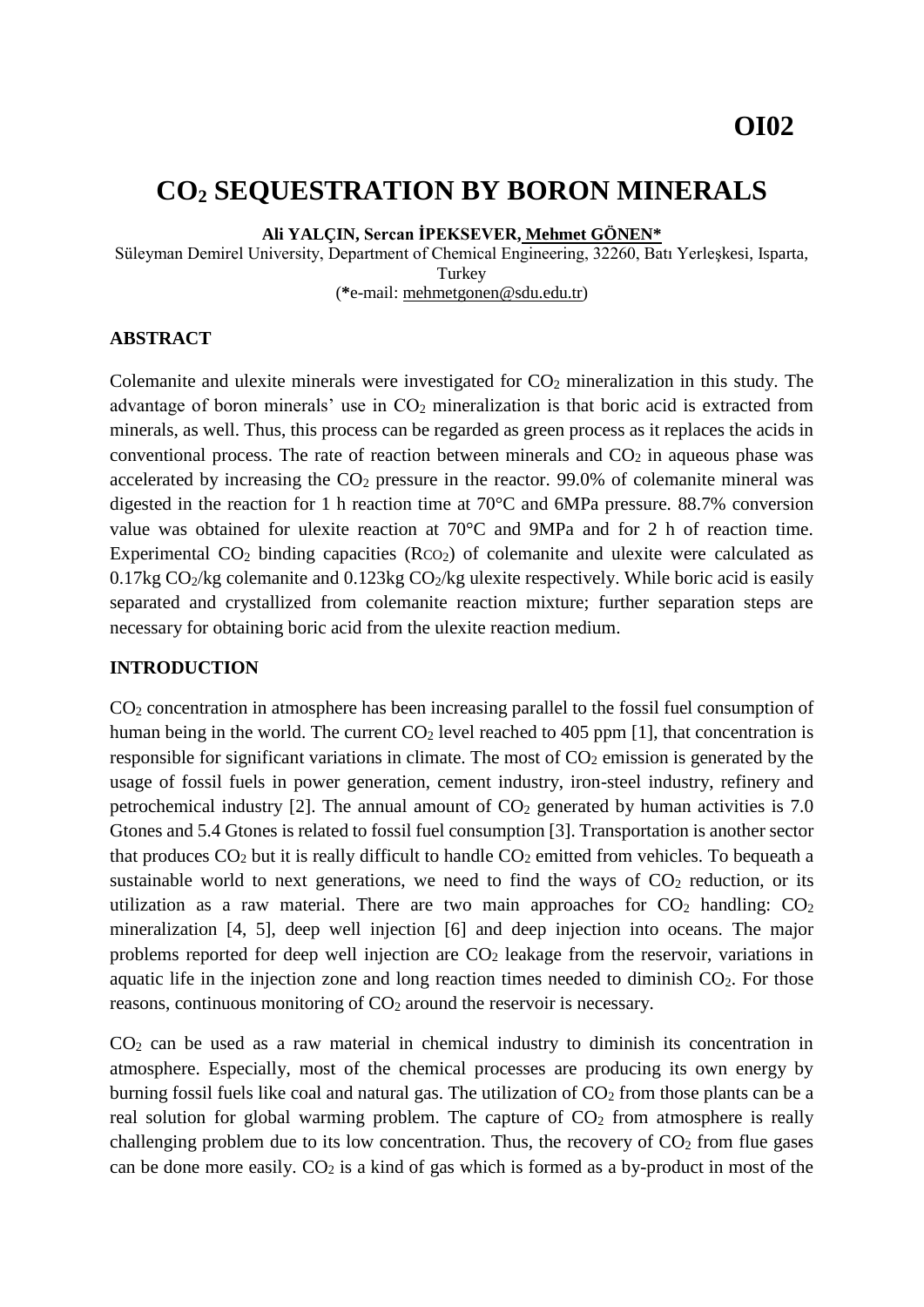**OI02**

# $CO_2$ SEQUESTRATION BY BORON MINERALS

**Ali YALÇIN, Sercan İPEKSEVER, Mehmet GÖNEN***

Süleyman Demirel University, Department of Chemical Engineering, 32260, Batı Yerleşkesi, Isparta, Turkey

(*e-mail: mehmetgonen@sdu.edu.tr)

## ABSTRACT

Colemanite and ulexite minerals were investigated for $CO_2$ mineralization in this study. The advantage of boron minerals' use in $CO_2$ mineralization is that boric acid is extracted from minerals, as well. Thus, this process can be regarded as green process as it replaces the acids in conventional process. The rate of reaction between minerals and $CO_2$ in aqueous phase was accelerated by increasing the $CO_2$ pressure in the reactor. 99.0% of colemanite mineral was digested in the reaction for 1 h reaction time at 70°C and 6MPa pressure. 88.7% conversion value was obtained for ulexite reaction at 70°C and 9MPa and for 2 h of reaction time. Experimental $CO_2$ binding capacities ($R_{CO_2}$) of colemanite and ulexite were calculated as 0.17kg $CO_2$/kg colemanite and 0.123kg $CO_2$/kg ulexite respectively. While boric acid is easily separated and crystallized from colemanite reaction mixture; further separation steps are necessary for obtaining boric acid from the ulexite reaction medium.

## INTRODUCTION

$CO_2$ concentration in atmosphere has been increasing parallel to the fossil fuel consumption of human being in the world. The current $CO_2$ level reached to 405 ppm [1], that concentration is responsible for significant variations in climate. The most of $CO_2$ emission is generated by the usage of fossil fuels in power generation, cement industry, iron-steel industry, refinery and petrochemical industry [2]. The annual amount of $CO_2$ generated by human activities is 7.0 Gtones and 5.4 Gtones is related to fossil fuel consumption [3]. Transportation is another sector that produces $CO_2$ but it is really difficult to handle $CO_2$ emitted from vehicles. To bequeath a sustainable world to next generations, we need to find the ways of $CO_2$ reduction, or its utilization as a raw material. There are two main approaches for $CO_2$ handling: $CO_2$ mineralization [4, 5], deep well injection [6] and deep injection into oceans. The major problems reported for deep well injection are $CO_2$ leakage from the reservoir, variations in aquatic life in the injection zone and long reaction times needed to diminish $CO_2$. For those reasons, continuous monitoring of $CO_2$ around the reservoir is necessary.

$CO_2$ can be used as a raw material in chemical industry to diminish its concentration in atmosphere. Especially, most of the chemical processes are producing its own energy by burning fossil fuels like coal and natural gas. The utilization of $CO_2$ from those plants can be a real solution for global warming problem. The capture of $CO_2$ from atmosphere is really challenging problem due to its low concentration. Thus, the recovery of $CO_2$ from flue gases can be done more easily. $CO_2$ is a kind of gas which is formed as a by-product in most of the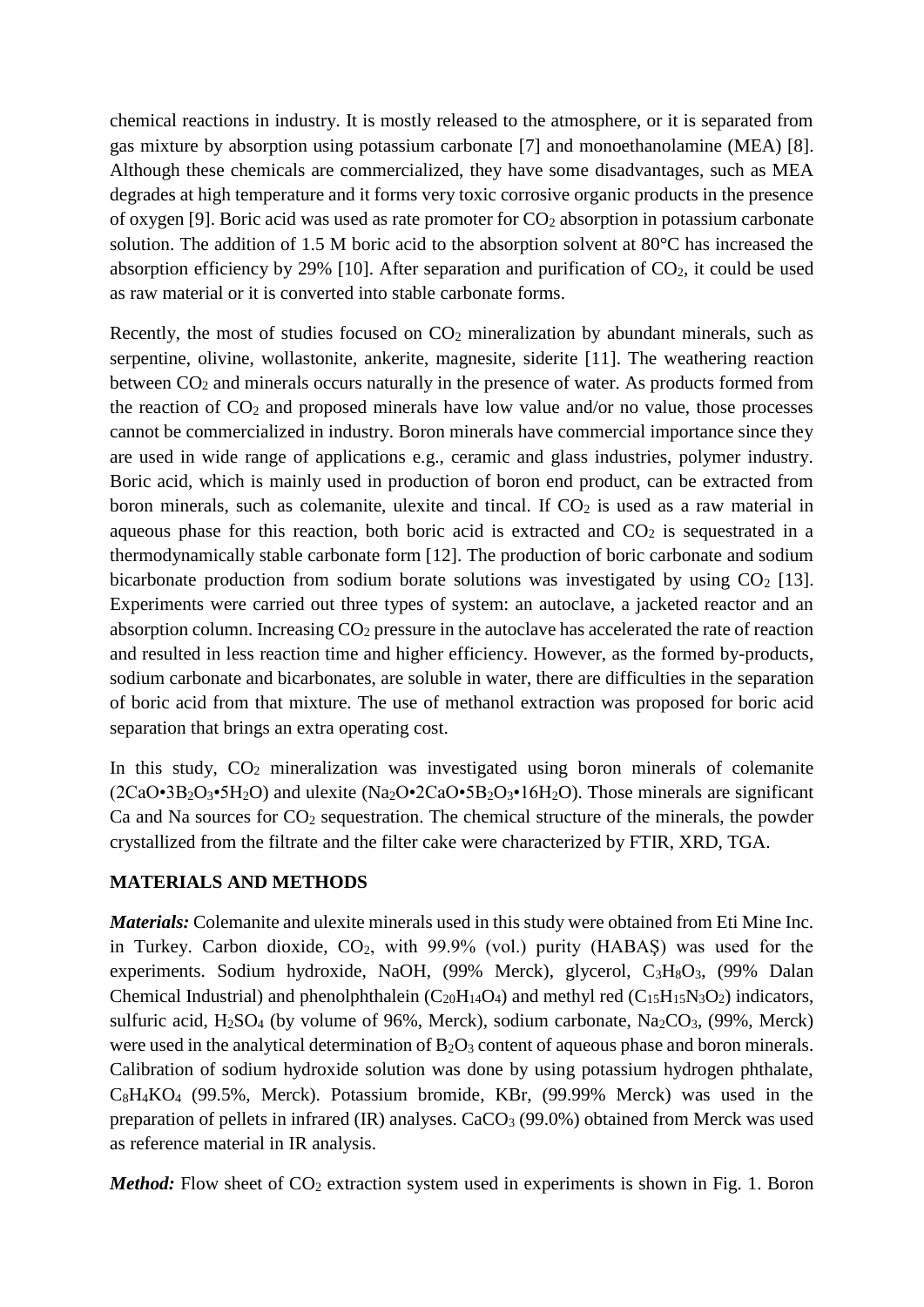chemical reactions in industry. It is mostly released to the atmosphere, or it is separated from gas mixture by absorption using potassium carbonate [7] and monoethanolamine (MEA) [8]. Although these chemicals are commercialized, they have some disadvantages, such as MEA degrades at high temperature and it forms very toxic corrosive organic products in the presence of oxygen [9]. Boric acid was used as rate promoter for $CO_2$ absorption in potassium carbonate solution. The addition of 1.5 M boric acid to the absorption solvent at 80°C has increased the absorption efficiency by 29% [10]. After separation and purification of $CO_2$, it could be used as raw material or it is converted into stable carbonate forms.

Recently, the most of studies focused on $CO_2$ mineralization by abundant minerals, such as serpentine, olivine, wollastonite, ankerite, magnesite, siderite [11]. The weathering reaction between $CO_2$ and minerals occurs naturally in the presence of water. As products formed from the reaction of $CO_2$ and proposed minerals have low value and/or no value, those processes cannot be commercialized in industry. Boron minerals have commercial importance since they are used in wide range of applications e.g., ceramic and glass industries, polymer industry. Boric acid, which is mainly used in production of boron end product, can be extracted from boron minerals, such as colemanite, ulexite and tincal. If $CO_2$ is used as a raw material in aqueous phase for this reaction, both boric acid is extracted and $CO_2$ is sequestrated in a thermodynamically stable carbonate form [12]. The production of boric carbonate and sodium bicarbonate production from sodium borate solutions was investigated by using $CO_2$ [13]. Experiments were carried out three types of system: an autoclave, a jacketed reactor and an absorption column. Increasing $CO_2$ pressure in the autoclave has accelerated the rate of reaction and resulted in less reaction time and higher efficiency. However, as the formed by-products, sodium carbonate and bicarbonates, are soluble in water, there are difficulties in the separation of boric acid from that mixture. The use of methanol extraction was proposed for boric acid separation that brings an extra operating cost.

In this study, $CO_2$ mineralization was investigated using boron minerals of colemanite ($2CaO \cdot 3B_2O_3 \cdot 5H_2O$) and ulexite ($Na_2O \cdot 2CaO \cdot 5B_2O_3 \cdot 16H_2O$). Those minerals are significant Ca and Na sources for $CO_2$ sequestration. The chemical structure of the minerals, the powder crystallized from the filtrate and the filter cake were characterized by FTIR, XRD, TGA.

## MATERIALS AND METHODS

***Materials:*** Colemanite and ulexite minerals used in this study were obtained from Eti Mine Inc. in Turkey. Carbon dioxide, $CO_2$, with 99.9% (vol.) purity (HABAŞ) was used for the experiments. Sodium hydroxide, NaOH, (99% Merck), glycerol, $C_3H_8O_3$, (99% Dalan Chemical Industrial) and phenolphthalein ($C_{20}H_{14}O_4$) and methyl red ($C_{15}H_{15}N_3O_2$) indicators, sulfuric acid, $H_2SO_4$ (by volume of 96%, Merck), sodium carbonate, $Na_2CO_3$, (99%, Merck) were used in the analytical determination of $B_2O_3$ content of aqueous phase and boron minerals. Calibration of sodium hydroxide solution was done by using potassium hydrogen phthalate, $C_8H_4KO_4$ (99.5%, Merck). Potassium bromide, KBr, (99.99% Merck) was used in the preparation of pellets in infrared (IR) analyses. $CaCO_3$ (99.0%) obtained from Merck was used as reference material in IR analysis.

***Method:*** Flow sheet of $CO_2$ extraction system used in experiments is shown in Fig. 1. Boron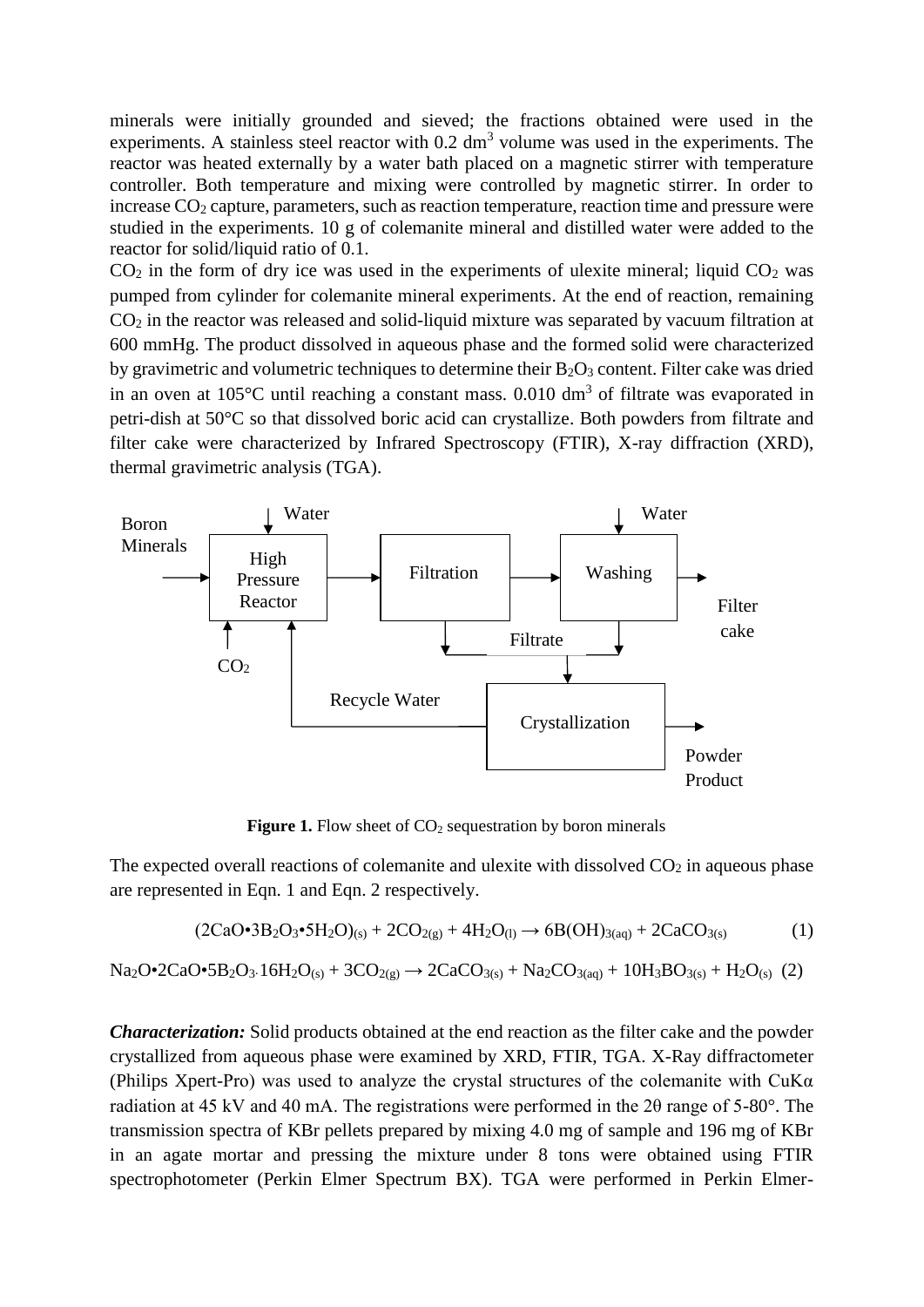minerals were initially grounded and sieved; the fractions obtained were used in the experiments. A stainless steel reactor with 0.2 $dm^3$ volume was used in the experiments. The reactor was heated externally by a water bath placed on a magnetic stirrer with temperature controller. Both temperature and mixing were controlled by magnetic stirrer. In order to increase $CO_2$ capture, parameters, such as reaction temperature, reaction time and pressure were studied in the experiments. 10 g of colemanite mineral and distilled water were added to the reactor for solid/liquid ratio of 0.1.

$CO_2$ in the form of dry ice was used in the experiments of ulexite mineral; liquid $CO_2$ was pumped from cylinder for colemanite mineral experiments. At the end of reaction, remaining $CO_2$ in the reactor was released and solid-liquid mixture was separated by vacuum filtration at 600 mmHg. The product dissolved in aqueous phase and the formed solid were characterized by gravimetric and volumetric techniques to determine their $B_2O_3$ content. Filter cake was dried in an oven at 105°C until reaching a constant mass. 0.010 $dm^3$ of filtrate was evaporated in petri-dish at 50°C so that dissolved boric acid can crystallize. Both powders from filtrate and filter cake were characterized by Infrared Spectroscopy (FTIR), X-ray diffraction (XRD), thermal gravimetric analysis (TGA).

Boron Minerals → High Pressure Reactor (Water, $CO_2$, Recycle Water) → Filtration → Washing (Water) → Filter cake; Filtrate → Crystallization → Powder Product

**Figure 1.** Flow sheet of $CO_2$ sequestration by boron minerals

The expected overall reactions of colemanite and ulexite with dissolved $CO_2$ in aqueous phase are represented in Eqn. 1 and Eqn. 2 respectively.

$$(2CaO \bullet 3B_2O_3 \bullet 5H_2O)_{(s)} + 2CO_{2(g)} + 4H_2O_{(l)} \rightarrow 6B(OH)_{3(aq)} + 2CaCO_{3(s)} \quad (1)$$

$$Na_2O \bullet 2CaO \bullet 5B_2O_3 \cdot 16H_2O_{(s)} + 3CO_{2(g)} \rightarrow 2CaCO_{3(s)} + Na_2CO_{3(aq)} + 10H_3BO_{3(s)} + H_2O_{(s)} \quad (2)$$

***Characterization:*** Solid products obtained at the end reaction as the filter cake and the powder crystallized from aqueous phase were examined by XRD, FTIR, TGA. X-Ray diffractometer (Philips Xpert-Pro) was used to analyze the crystal structures of the colemanite with CuKα radiation at 45 kV and 40 mA. The registrations were performed in the 2θ range of 5-80°. The transmission spectra of KBr pellets prepared by mixing 4.0 mg of sample and 196 mg of KBr in an agate mortar and pressing the mixture under 8 tons were obtained using FTIR spectrophotometer (Perkin Elmer Spectrum BX). TGA were performed in Perkin Elmer-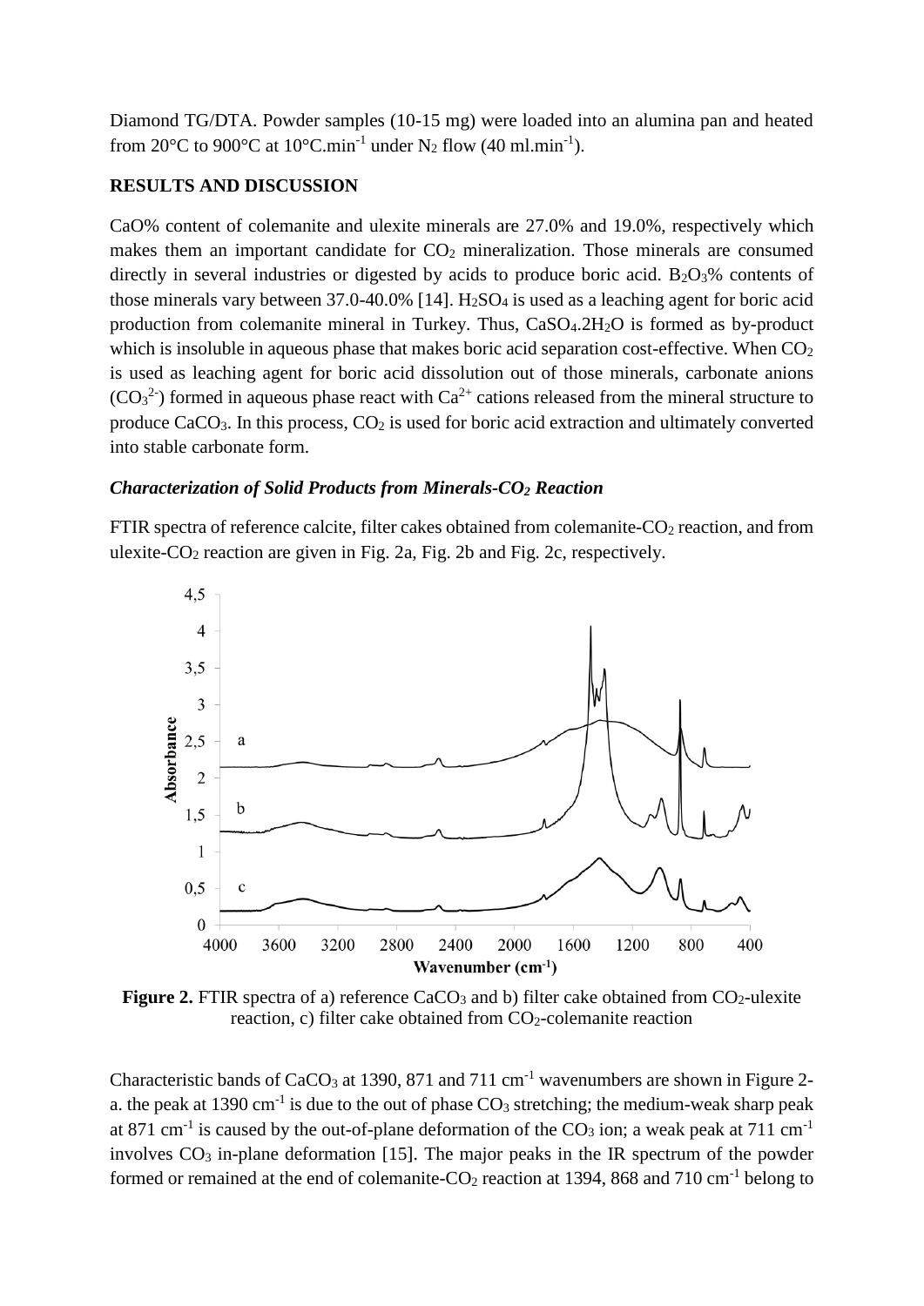Diamond TG/DTA. Powder samples (10-15 mg) were loaded into an alumina pan and heated from 20°C to 900°C at 10°C.min$^{-1}$ under $N_2$ flow (40 ml.min$^{-1}$).

## RESULTS AND DISCUSSION

CaO% content of colemanite and ulexite minerals are 27.0% and 19.0%, respectively which makes them an important candidate for $CO_2$ mineralization. Those minerals are consumed directly in several industries or digested by acids to produce boric acid. $B_2O_3$% contents of those minerals vary between 37.0-40.0% [14]. $H_2SO_4$ is used as a leaching agent for boric acid production from colemanite mineral in Turkey. Thus, $CaSO_4.2H_2O$ is formed as by-product which is insoluble in aqueous phase that makes boric acid separation cost-effective. When $CO_2$ is used as leaching agent for boric acid dissolution out of those minerals, carbonate anions ($CO_3^{2-}$) formed in aqueous phase react with $Ca^{2+}$ cations released from the mineral structure to produce $CaCO_3$. In this process, $CO_2$ is used for boric acid extraction and ultimately converted into stable carbonate form.

### *Characterization of Solid Products from Minerals-$CO_2$ Reaction*

FTIR spectra of reference calcite, filter cakes obtained from colemanite-$CO_2$ reaction, and from ulexite-$CO_2$ reaction are given in Fig. 2a, Fig. 2b and Fig. 2c, respectively.

**Figure 2.** FTIR spectra of a) reference $CaCO_3$ and b) filter cake obtained from $CO_2$-ulexite reaction, c) filter cake obtained from $CO_2$-colemanite reaction

Characteristic bands of $CaCO_3$ at 1390, 871 and 711 cm$^{-1}$ wavenumbers are shown in Figure 2-a. the peak at 1390 cm$^{-1}$ is due to the out of phase $CO_3$ stretching; the medium-weak sharp peak at 871 cm$^{-1}$ is caused by the out-of-plane deformation of the $CO_3$ ion; a weak peak at 711 cm$^{-1}$ involves $CO_3$ in-plane deformation [15]. The major peaks in the IR spectrum of the powder formed or remained at the end of colemanite-$CO_2$ reaction at 1394, 868 and 710 cm$^{-1}$ belong to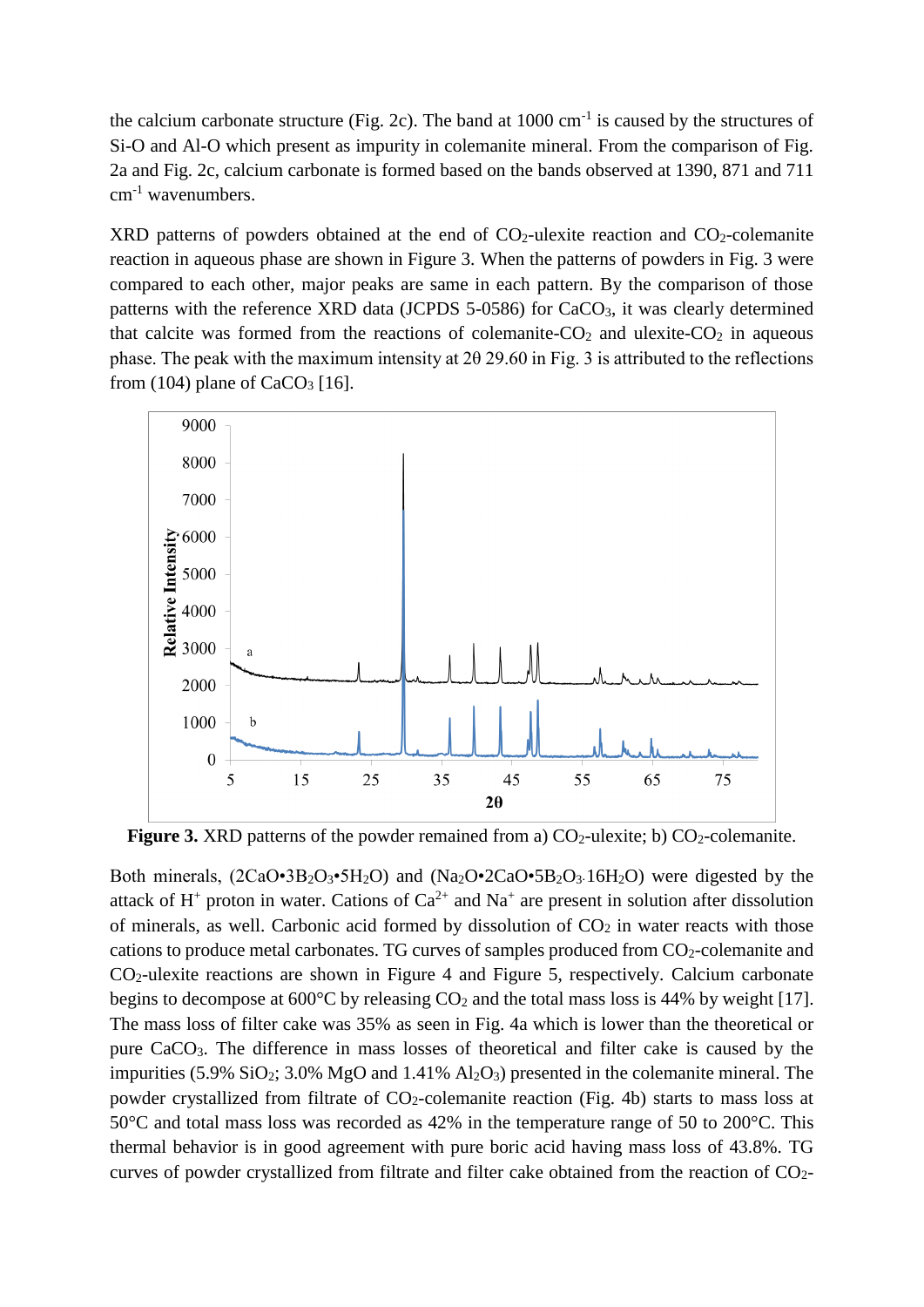the calcium carbonate structure (Fig. 2c). The band at 1000 $cm^{-1}$ is caused by the structures of Si-O and Al-O which present as impurity in colemanite mineral. From the comparison of Fig. 2a and Fig. 2c, calcium carbonate is formed based on the bands observed at 1390, 871 and 711 $cm^{-1}$ wavenumbers.

XRD patterns of powders obtained at the end of $CO_2$-ulexite reaction and $CO_2$-colemanite reaction in aqueous phase are shown in Figure 3. When the patterns of powders in Fig. 3 were compared to each other, major peaks are same in each pattern. By the comparison of those patterns with the reference XRD data (JCPDS 5-0586) for $CaCO_3$, it was clearly determined that calcite was formed from the reactions of colemanite-$CO_2$ and ulexite-$CO_2$ in aqueous phase. The peak with the maximum intensity at 2θ 29.60 in Fig. 3 is attributed to the reflections from (104) plane of $CaCO_3$ [16].

**Figure 3.** XRD patterns of the powder remained from a) $CO_2$-ulexite; b) $CO_2$-colemanite.

Both minerals, ($2CaO{\bullet}3B_2O_3{\bullet}5H_2O$) and ($Na_2O{\bullet}2CaO{\bullet}5B_2O_3{\cdot}16H_2O$) were digested by the attack of $H^+$ proton in water. Cations of $Ca^{2+}$ and $Na^+$ are present in solution after dissolution of minerals, as well. Carbonic acid formed by dissolution of $CO_2$ in water reacts with those cations to produce metal carbonates. TG curves of samples produced from $CO_2$-colemanite and $CO_2$-ulexite reactions are shown in Figure 4 and Figure 5, respectively. Calcium carbonate begins to decompose at 600°C by releasing $CO_2$ and the total mass loss is 44% by weight [17]. The mass loss of filter cake was 35% as seen in Fig. 4a which is lower than the theoretical or pure $CaCO_3$. The difference in mass losses of theoretical and filter cake is caused by the impurities (5.9% $SiO_2$; 3.0% MgO and 1.41% $Al_2O_3$) presented in the colemanite mineral. The powder crystallized from filtrate of $CO_2$-colemanite reaction (Fig. 4b) starts to mass loss at 50°C and total mass loss was recorded as 42% in the temperature range of 50 to 200°C. This thermal behavior is in good agreement with pure boric acid having mass loss of 43.8%. TG curves of powder crystallized from filtrate and filter cake obtained from the reaction of $CO_2$-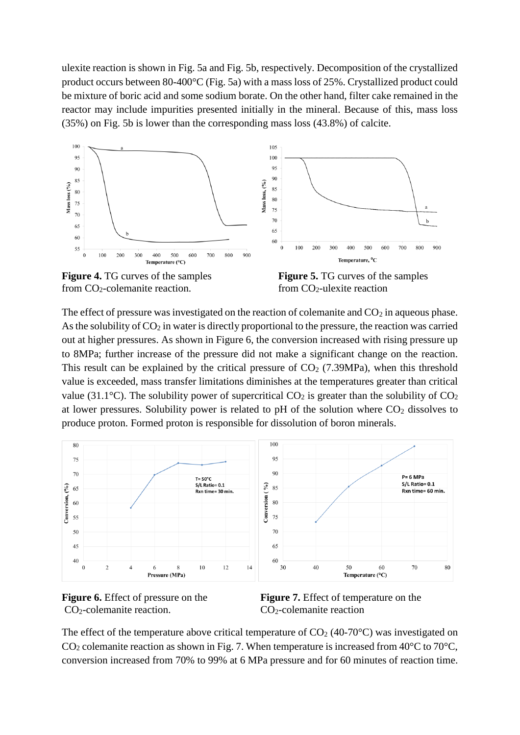ulexite reaction is shown in Fig. 5a and Fig. 5b, respectively. Decomposition of the crystallized product occurs between 80-400°C (Fig. 5a) with a mass loss of 25%. Crystallized product could be mixture of boric acid and some sodium borate. On the other hand, filter cake remained in the reactor may include impurities presented initially in the mineral. Because of this, mass loss (35%) on Fig. 5b is lower than the corresponding mass loss (43.8%) of calcite.

**Figure 4.** TG curves of the samples from $CO_2$-colemanite reaction.

**Figure 5.** TG curves of the samples from $CO_2$-ulexite reaction

The effect of pressure was investigated on the reaction of colemanite and $CO_2$ in aqueous phase. As the solubility of $CO_2$ in water is directly proportional to the pressure, the reaction was carried out at higher pressures. As shown in Figure 6, the conversion increased with rising pressure up to 8MPa; further increase of the pressure did not make a significant change on the reaction. This result can be explained by the critical pressure of $CO_2$ (7.39MPa), when this threshold value is exceeded, mass transfer limitations diminishes at the temperatures greater than critical value (31.1°C). The solubility power of supercritical $CO_2$ is greater than the solubility of $CO_2$ at lower pressures. Solubility power is related to pH of the solution where $CO_2$ dissolves to produce proton. Formed proton is responsible for dissolution of boron minerals.

**Figure 6.** Effect of pressure on the $CO_2$-colemanite reaction.

**Figure 7.** Effect of temperature on the $CO_2$-colemanite reaction

The effect of the temperature above critical temperature of $CO_2$ (40-70°C) was investigated on $CO_2$ colemanite reaction as shown in Fig. 7. When temperature is increased from 40°C to 70°C, conversion increased from 70% to 99% at 6 MPa pressure and for 60 minutes of reaction time.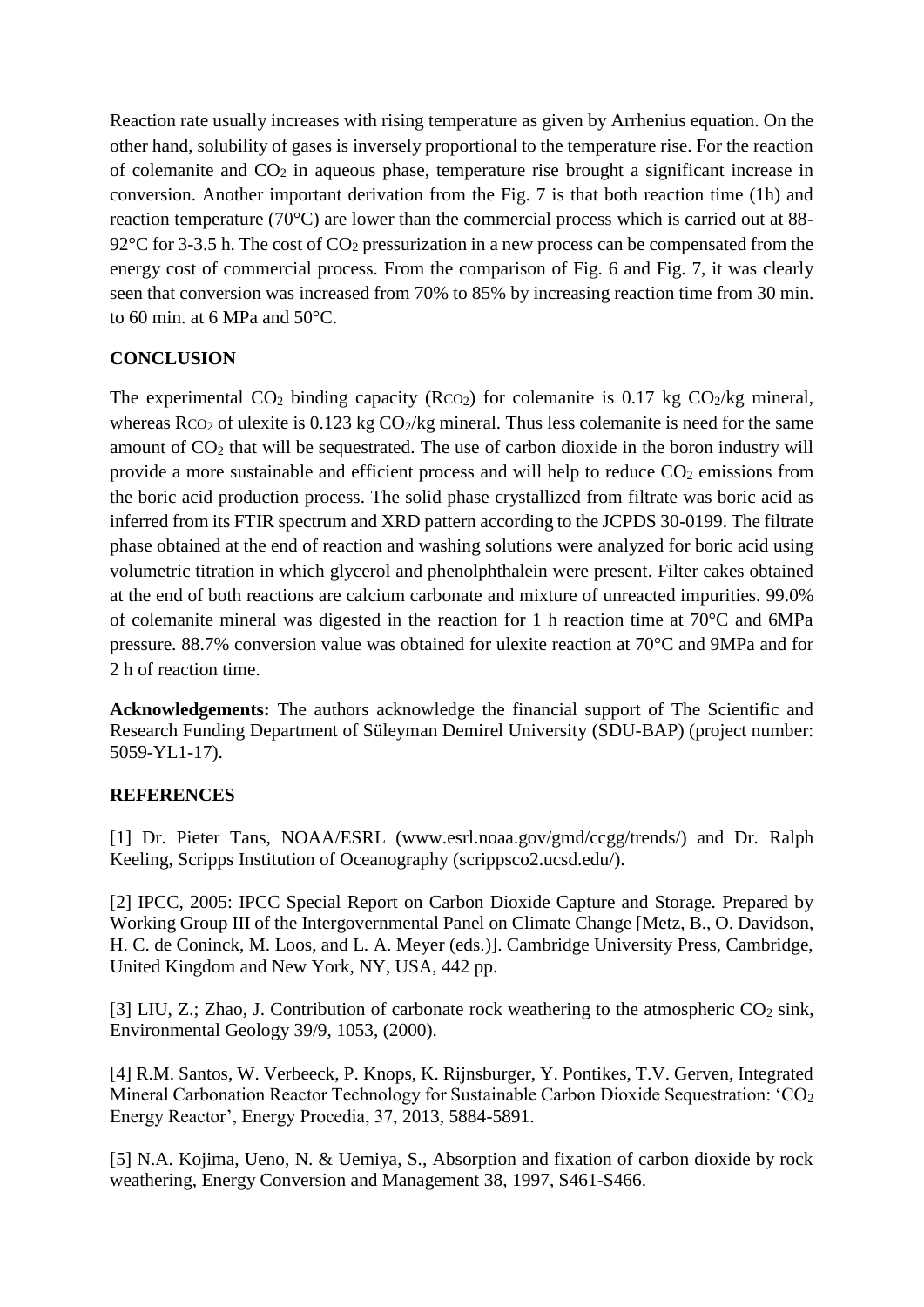Reaction rate usually increases with rising temperature as given by Arrhenius equation. On the other hand, solubility of gases is inversely proportional to the temperature rise. For the reaction of colemanite and $CO_2$ in aqueous phase, temperature rise brought a significant increase in conversion. Another important derivation from the Fig. 7 is that both reaction time (1h) and reaction temperature (70°C) are lower than the commercial process which is carried out at 88-92°C for 3-3.5 h. The cost of $CO_2$ pressurization in a new process can be compensated from the energy cost of commercial process. From the comparison of Fig. 6 and Fig. 7, it was clearly seen that conversion was increased from 70% to 85% by increasing reaction time from 30 min. to 60 min. at 6 MPa and 50°C.

## CONCLUSION

The experimental $CO_2$ binding capacity ($R_{CO_2}$) for colemanite is 0.17 kg $CO_2$/kg mineral, whereas $R_{CO_2}$ of ulexite is 0.123 kg $CO_2$/kg mineral. Thus less colemanite is need for the same amount of $CO_2$ that will be sequestrated. The use of carbon dioxide in the boron industry will provide a more sustainable and efficient process and will help to reduce $CO_2$ emissions from the boric acid production process. The solid phase crystallized from filtrate was boric acid as inferred from its FTIR spectrum and XRD pattern according to the JCPDS 30-0199. The filtrate phase obtained at the end of reaction and washing solutions were analyzed for boric acid using volumetric titration in which glycerol and phenolphthalein were present. Filter cakes obtained at the end of both reactions are calcium carbonate and mixture of unreacted impurities. 99.0% of colemanite mineral was digested in the reaction for 1 h reaction time at 70°C and 6MPa pressure. 88.7% conversion value was obtained for ulexite reaction at 70°C and 9MPa and for 2 h of reaction time.

**Acknowledgements:** The authors acknowledge the financial support of The Scientific and Research Funding Department of Süleyman Demirel University (SDU-BAP) (project number: 5059-YL1-17).

## REFERENCES

[1] Dr. Pieter Tans, NOAA/ESRL (www.esrl.noaa.gov/gmd/ccgg/trends/) and Dr. Ralph Keeling, Scripps Institution of Oceanography (scrippsco2.ucsd.edu/).

[2] IPCC, 2005: IPCC Special Report on Carbon Dioxide Capture and Storage. Prepared by Working Group III of the Intergovernmental Panel on Climate Change [Metz, B., O. Davidson, H. C. de Coninck, M. Loos, and L. A. Meyer (eds.)]. Cambridge University Press, Cambridge, United Kingdom and New York, NY, USA, 442 pp.

[3] LIU, Z.; Zhao, J. Contribution of carbonate rock weathering to the atmospheric $CO_2$ sink, Environmental Geology 39/9, 1053, (2000).

[4] R.M. Santos, W. Verbeeck, P. Knops, K. Rijnsburger, Y. Pontikes, T.V. Gerven, Integrated Mineral Carbonation Reactor Technology for Sustainable Carbon Dioxide Sequestration: '$CO_2$ Energy Reactor', Energy Procedia, 37, 2013, 5884-5891.

[5] N.A. Kojima, Ueno, N. & Uemiya, S., Absorption and fixation of carbon dioxide by rock weathering, Energy Conversion and Management 38, 1997, S461-S466.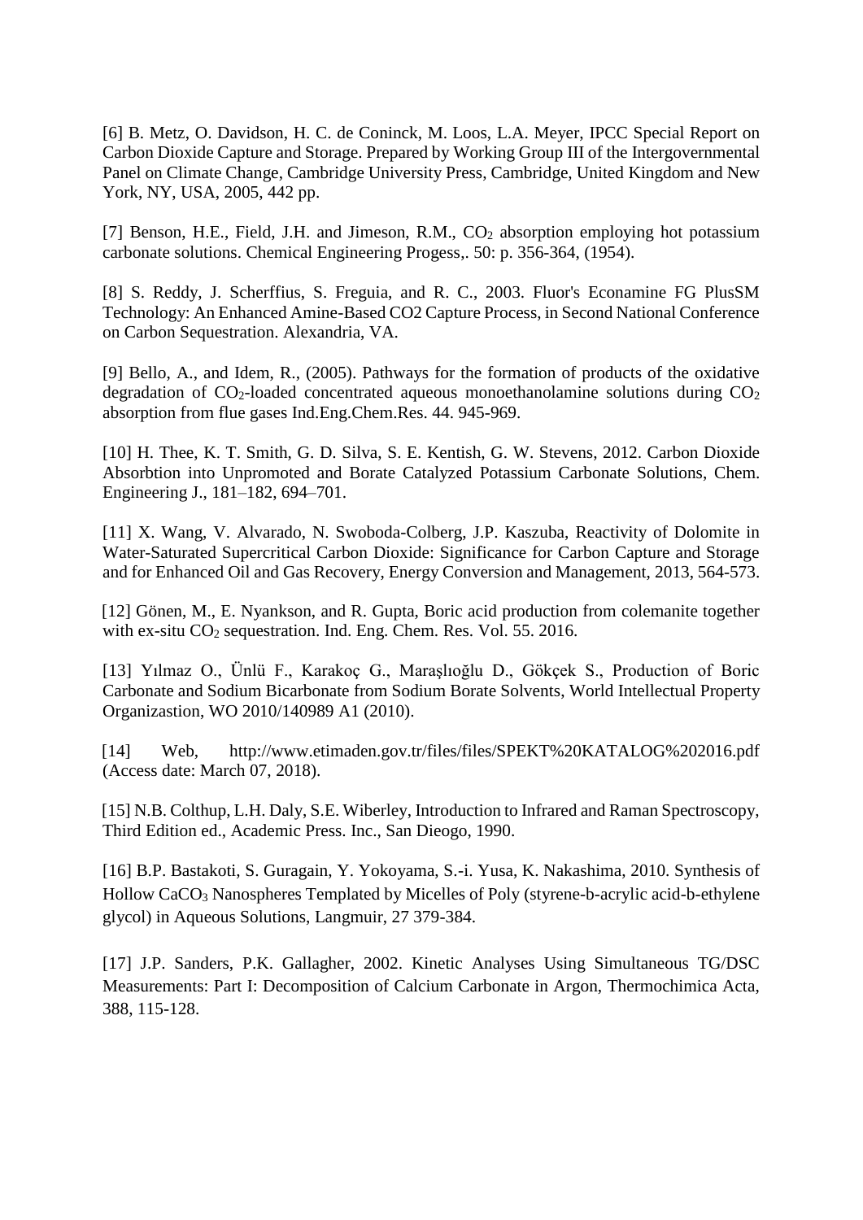[6] B. Metz, O. Davidson, H. C. de Coninck, M. Loos, L.A. Meyer, IPCC Special Report on Carbon Dioxide Capture and Storage. Prepared by Working Group III of the Intergovernmental Panel on Climate Change, Cambridge University Press, Cambridge, United Kingdom and New York, NY, USA, 2005, 442 pp.

[7] Benson, H.E., Field, J.H. and Jimeson, R.M., $CO_2$ absorption employing hot potassium carbonate solutions. Chemical Engineering Progess,. 50: p. 356-364, (1954).

[8] S. Reddy, J. Scherffius, S. Freguia, and R. C., 2003. Fluor's Econamine FG PlusSM Technology: An Enhanced Amine-Based CO2 Capture Process, in Second National Conference on Carbon Sequestration. Alexandria, VA.

[9] Bello, A., and Idem, R., (2005). Pathways for the formation of products of the oxidative degradation of $CO_2$-loaded concentrated aqueous monoethanolamine solutions during $CO_2$ absorption from flue gases Ind.Eng.Chem.Res. 44. 945-969.

[10] H. Thee, K. T. Smith, G. D. Silva, S. E. Kentish, G. W. Stevens, 2012. Carbon Dioxide Absorbtion into Unpromoted and Borate Catalyzed Potassium Carbonate Solutions, Chem. Engineering J., 181–182, 694–701.

[11] X. Wang, V. Alvarado, N. Swoboda-Colberg, J.P. Kaszuba, Reactivity of Dolomite in Water-Saturated Supercritical Carbon Dioxide: Significance for Carbon Capture and Storage and for Enhanced Oil and Gas Recovery, Energy Conversion and Management, 2013, 564-573.

[12] Gönen, M., E. Nyankson, and R. Gupta, Boric acid production from colemanite together with ex-situ $CO_2$ sequestration. Ind. Eng. Chem. Res. Vol. 55. 2016.

[13] Yılmaz O., Ünlü F., Karakoç G., Maraşlıoğlu D., Gökçek S., Production of Boric Carbonate and Sodium Bicarbonate from Sodium Borate Solvents, World Intellectual Property Organizastion, WO 2010/140989 A1 (2010).

[14] Web, http://www.etimaden.gov.tr/files/files/SPEKT%20KATALOG%202016.pdf (Access date: March 07, 2018).

[15] N.B. Colthup, L.H. Daly, S.E. Wiberley, Introduction to Infrared and Raman Spectroscopy, Third Edition ed., Academic Press. Inc., San Dieogo, 1990.

[16] B.P. Bastakoti, S. Guragain, Y. Yokoyama, S.-i. Yusa, K. Nakashima, 2010. Synthesis of Hollow $CaCO_3$ Nanospheres Templated by Micelles of Poly (styrene-b-acrylic acid-b-ethylene glycol) in Aqueous Solutions, Langmuir, 27 379-384.

[17] J.P. Sanders, P.K. Gallagher, 2002. Kinetic Analyses Using Simultaneous TG/DSC Measurements: Part I: Decomposition of Calcium Carbonate in Argon, Thermochimica Acta, 388, 115-128.